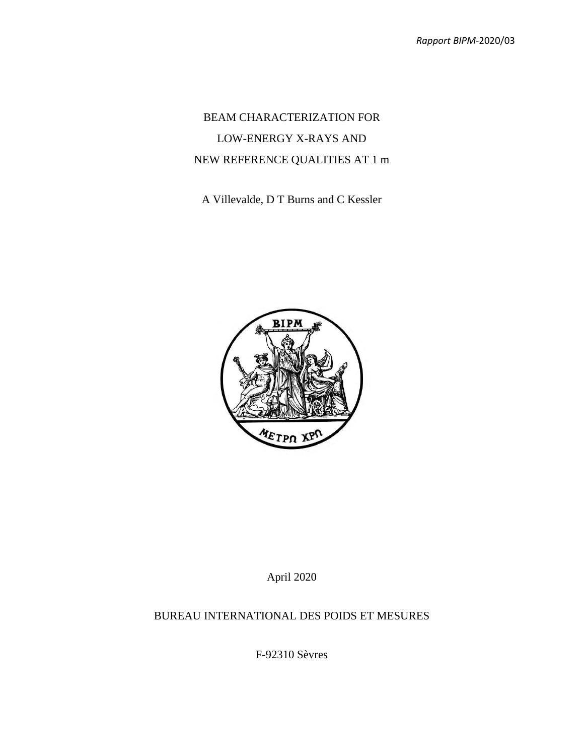*Rapport BIPM*-2020/03

# BEAM CHARACTERIZATION FOR LOW-ENERGY X-RAYS AND NEW REFERENCE QUALITIES AT 1 m

A Villevalde, D T Burns and C Kessler

April 2020

BUREAU INTERNATIONAL DES POIDS ET MESURES

F-92310 Sèvres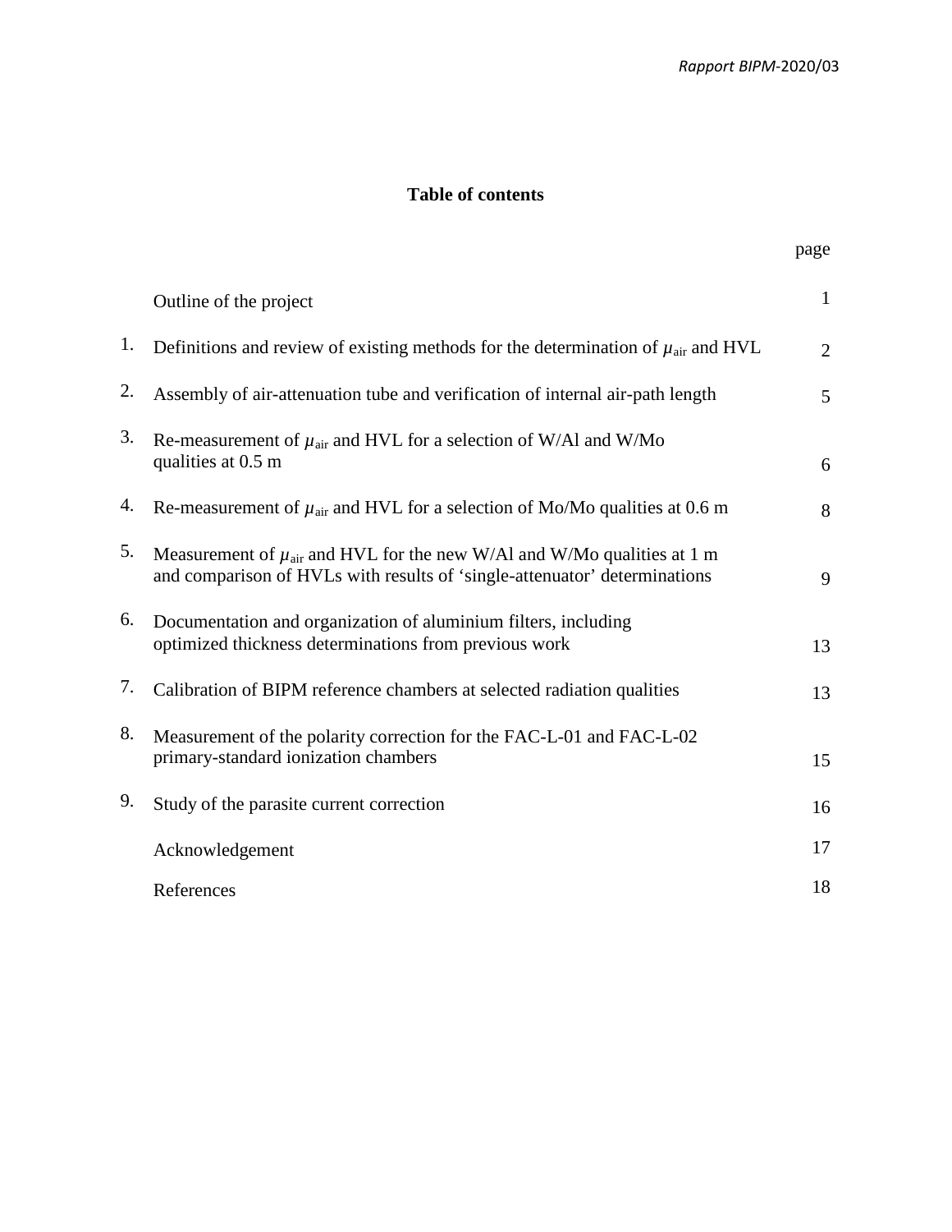# Table of contents

| | | page |
|---|---|---|
| | Outline of the project | 1 |
| 1. | Definitions and review of existing methods for the determination of $\mu_{air}$ and HVL | 2 |
| 2. | Assembly of air-attenuation tube and verification of internal air-path length | 5 |
| 3. | Re-measurement of $\mu_{air}$ and HVL for a selection of W/Al and W/Mo qualities at 0.5 m | 6 |
| 4. | Re-measurement of $\mu_{air}$ and HVL for a selection of Mo/Mo qualities at 0.6 m | 8 |
| 5. | Measurement of $\mu_{air}$ and HVL for the new W/Al and W/Mo qualities at 1 m and comparison of HVLs with results of 'single-attenuator' determinations | 9 |
| 6. | Documentation and organization of aluminium filters, including optimized thickness determinations from previous work | 13 |
| 7. | Calibration of BIPM reference chambers at selected radiation qualities | 13 |
| 8. | Measurement of the polarity correction for the FAC-L-01 and FAC-L-02 primary-standard ionization chambers | 15 |
| 9. | Study of the parasite current correction | 16 |
| | Acknowledgement | 17 |
| | References | 18 |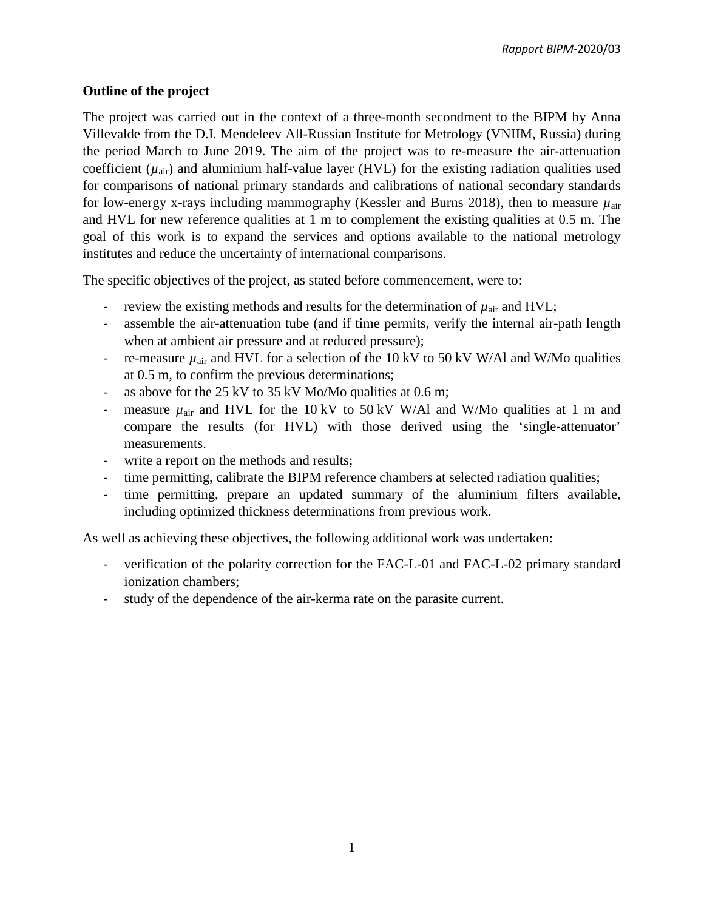**Outline of the project**

The project was carried out in the context of a three-month secondment to the BIPM by Anna Villevalde from the D.I. Mendeleev All-Russian Institute for Metrology (VNIIM, Russia) during the period March to June 2019. The aim of the project was to re-measure the air-attenuation coefficient ($\mu_{air}$) and aluminium half-value layer (HVL) for the existing radiation qualities used for comparisons of national primary standards and calibrations of national secondary standards for low-energy x-rays including mammography (Kessler and Burns 2018), then to measure $\mu_{air}$ and HVL for new reference qualities at 1 m to complement the existing qualities at 0.5 m. The goal of this work is to expand the services and options available to the national metrology institutes and reduce the uncertainty of international comparisons.

The specific objectives of the project, as stated before commencement, were to:

- review the existing methods and results for the determination of $\mu_{air}$ and HVL;
- assemble the air-attenuation tube (and if time permits, verify the internal air-path length when at ambient air pressure and at reduced pressure);
- re-measure $\mu_{air}$ and HVL for a selection of the 10 kV to 50 kV W/Al and W/Mo qualities at 0.5 m, to confirm the previous determinations;
- as above for the 25 kV to 35 kV Mo/Mo qualities at 0.6 m;
- measure $\mu_{air}$ and HVL for the 10 kV to 50 kV W/Al and W/Mo qualities at 1 m and compare the results (for HVL) with those derived using the 'single-attenuator' measurements.
- write a report on the methods and results;
- time permitting, calibrate the BIPM reference chambers at selected radiation qualities;
- time permitting, prepare an updated summary of the aluminium filters available, including optimized thickness determinations from previous work.

As well as achieving these objectives, the following additional work was undertaken:

- verification of the polarity correction for the FAC-L-01 and FAC-L-02 primary standard ionization chambers;
- study of the dependence of the air-kerma rate on the parasite current.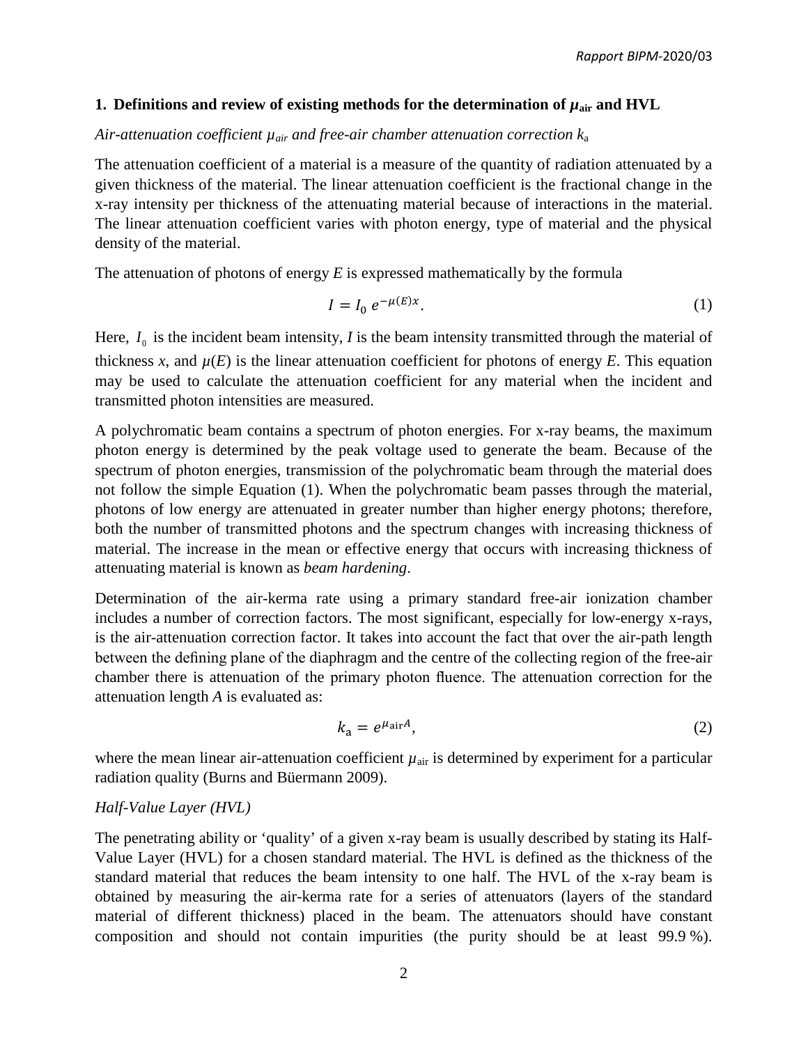## 1. Definitions and review of existing methods for the determination of $\mu_{air}$ and HVL

*Air-attenuation coefficient $\mu_{air}$ and free-air chamber attenuation correction $k_a$*

The attenuation coefficient of a material is a measure of the quantity of radiation attenuated by a given thickness of the material. The linear attenuation coefficient is the fractional change in the x-ray intensity per thickness of the attenuating material because of interactions in the material. The linear attenuation coefficient varies with photon energy, type of material and the physical density of the material.

The attenuation of photons of energy *E* is expressed mathematically by the formula

$$I = I_0 \, e^{-\mu(E)x}. \tag{1}$$

Here, $I_0$ is the incident beam intensity, *I* is the beam intensity transmitted through the material of thickness *x*, and $\mu(E)$ is the linear attenuation coefficient for photons of energy *E*. This equation may be used to calculate the attenuation coefficient for any material when the incident and transmitted photon intensities are measured.

A polychromatic beam contains a spectrum of photon energies. For x-ray beams, the maximum photon energy is determined by the peak voltage used to generate the beam. Because of the spectrum of photon energies, transmission of the polychromatic beam through the material does not follow the simple Equation (1). When the polychromatic beam passes through the material, photons of low energy are attenuated in greater number than higher energy photons; therefore, both the number of transmitted photons and the spectrum changes with increasing thickness of material. The increase in the mean or effective energy that occurs with increasing thickness of attenuating material is known as *beam hardening*.

Determination of the air-kerma rate using a primary standard free-air ionization chamber includes a number of correction factors. The most significant, especially for low-energy x-rays, is the air-attenuation correction factor. It takes into account the fact that over the air-path length between the defining plane of the diaphragm and the centre of the collecting region of the free-air chamber there is attenuation of the primary photon fluence. The attenuation correction for the attenuation length *A* is evaluated as:

$$k_a = e^{\mu_{air} A}, \tag{2}$$

where the mean linear air-attenuation coefficient $\mu_{air}$ is determined by experiment for a particular radiation quality (Burns and Büermann 2009).

*Half-Value Layer (HVL)*

The penetrating ability or 'quality' of a given x-ray beam is usually described by stating its Half-Value Layer (HVL) for a chosen standard material. The HVL is defined as the thickness of the standard material that reduces the beam intensity to one half. The HVL of the x-ray beam is obtained by measuring the air-kerma rate for a series of attenuators (layers of the standard material of different thickness) placed in the beam. The attenuators should have constant composition and should not contain impurities (the purity should be at least 99.9 %).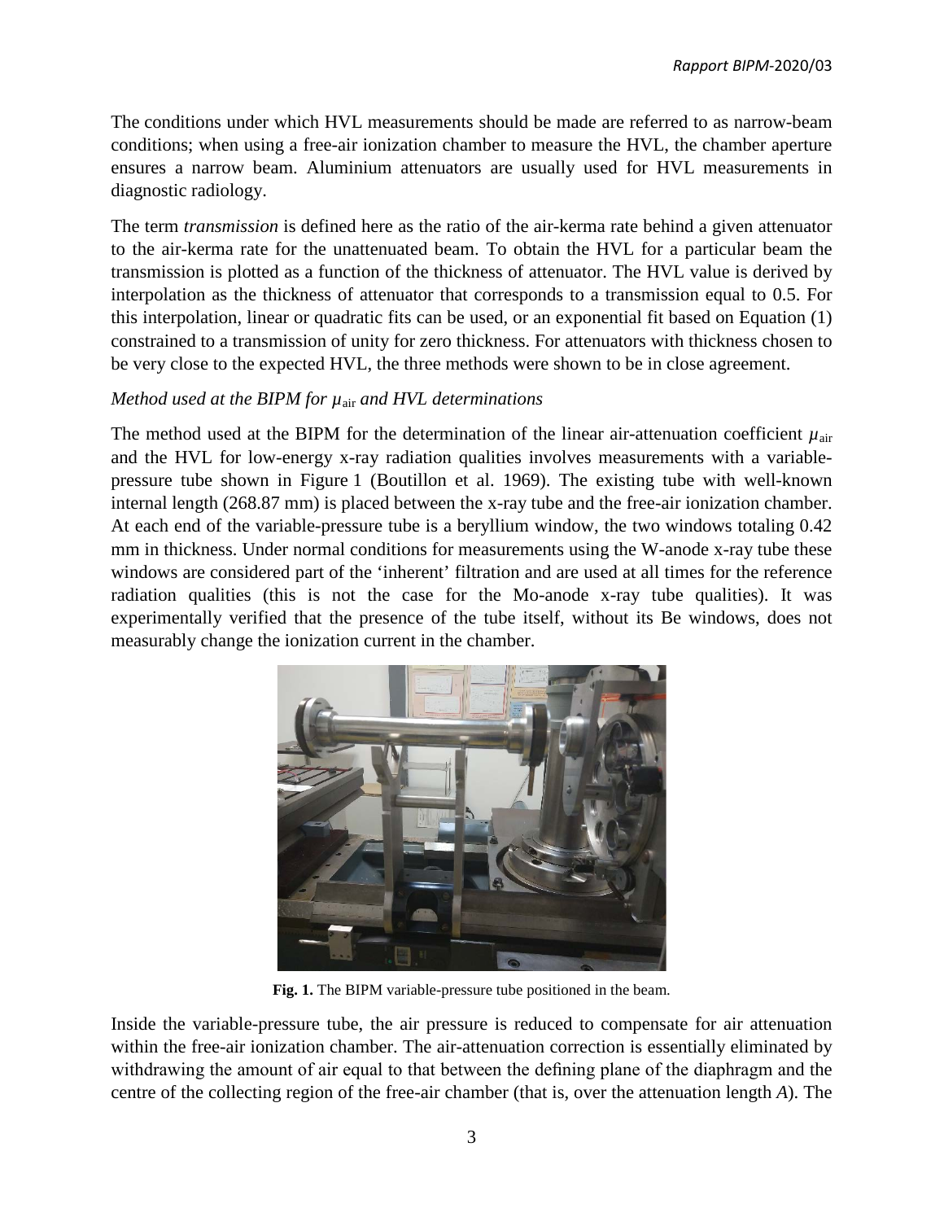The conditions under which HVL measurements should be made are referred to as narrow-beam conditions; when using a free-air ionization chamber to measure the HVL, the chamber aperture ensures a narrow beam. Aluminium attenuators are usually used for HVL measurements in diagnostic radiology.

The term *transmission* is defined here as the ratio of the air-kerma rate behind a given attenuator to the air-kerma rate for the unattenuated beam. To obtain the HVL for a particular beam the transmission is plotted as a function of the thickness of attenuator. The HVL value is derived by interpolation as the thickness of attenuator that corresponds to a transmission equal to 0.5. For this interpolation, linear or quadratic fits can be used, or an exponential fit based on Equation (1) constrained to a transmission of unity for zero thickness. For attenuators with thickness chosen to be very close to the expected HVL, the three methods were shown to be in close agreement.

*Method used at the BIPM for $\mu_{\text{air}}$ and HVL determinations*

The method used at the BIPM for the determination of the linear air-attenuation coefficient $\mu_{\text{air}}$ and the HVL for low-energy x-ray radiation qualities involves measurements with a variable-pressure tube shown in Figure 1 (Boutillon et al. 1969). The existing tube with well-known internal length (268.87 mm) is placed between the x-ray tube and the free-air ionization chamber. At each end of the variable-pressure tube is a beryllium window, the two windows totaling 0.42 mm in thickness. Under normal conditions for measurements using the W-anode x-ray tube these windows are considered part of the 'inherent' filtration and are used at all times for the reference radiation qualities (this is not the case for the Mo-anode x-ray tube qualities). It was experimentally verified that the presence of the tube itself, without its Be windows, does not measurably change the ionization current in the chamber.

**Fig. 1.** The BIPM variable-pressure tube positioned in the beam.

Inside the variable-pressure tube, the air pressure is reduced to compensate for air attenuation within the free-air ionization chamber. The air-attenuation correction is essentially eliminated by withdrawing the amount of air equal to that between the defining plane of the diaphragm and the centre of the collecting region of the free-air chamber (that is, over the attenuation length *A*). The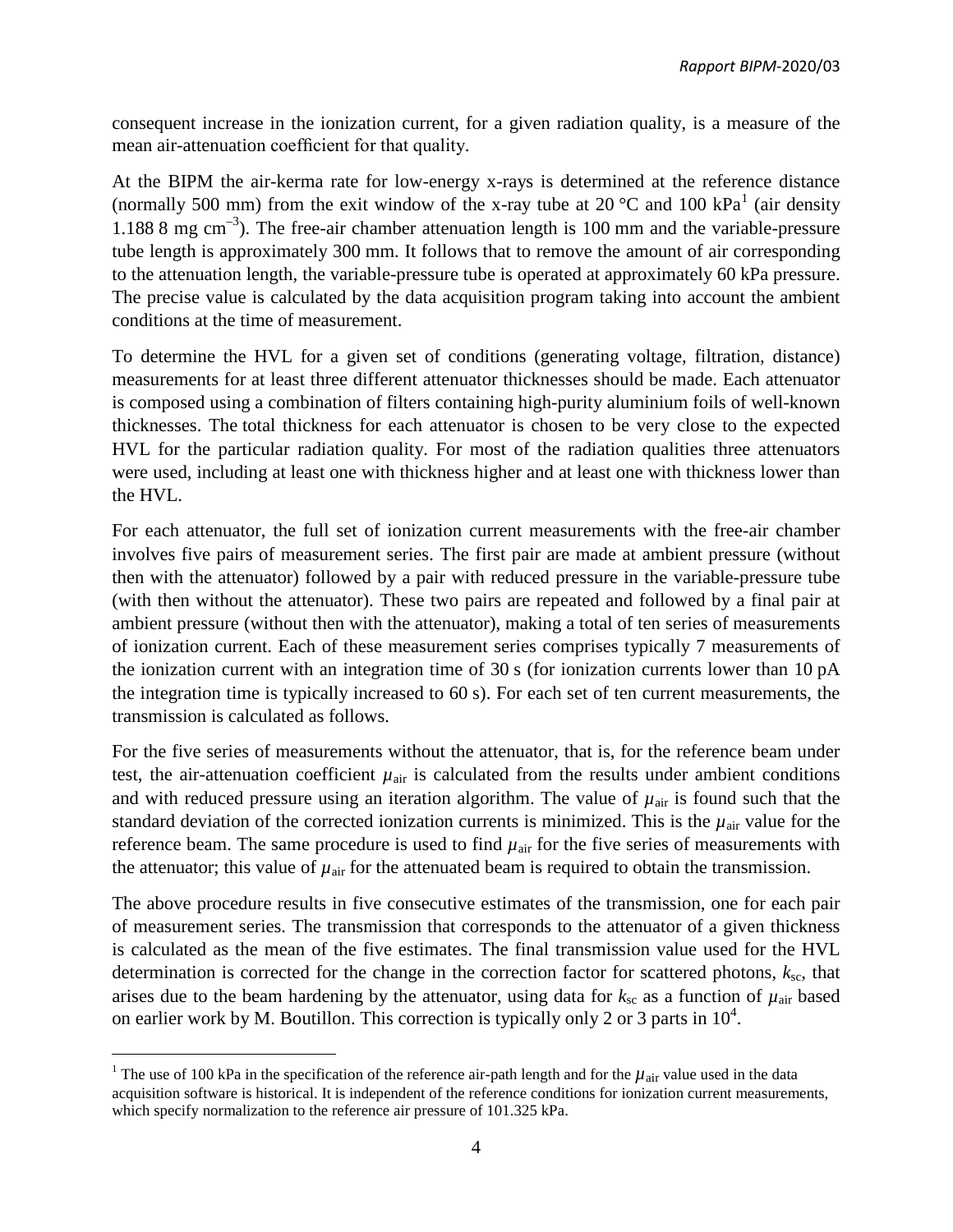consequent increase in the ionization current, for a given radiation quality, is a measure of the mean air-attenuation coefficient for that quality.

At the BIPM the air-kerma rate for low-energy x-rays is determined at the reference distance (normally 500 mm) from the exit window of the x-ray tube at 20 °C and 100 kPa[1] (air density 1.188 8 mg cm$^{-3}$). The free-air chamber attenuation length is 100 mm and the variable-pressure tube length is approximately 300 mm. It follows that to remove the amount of air corresponding to the attenuation length, the variable-pressure tube is operated at approximately 60 kPa pressure. The precise value is calculated by the data acquisition program taking into account the ambient conditions at the time of measurement.

To determine the HVL for a given set of conditions (generating voltage, filtration, distance) measurements for at least three different attenuator thicknesses should be made. Each attenuator is composed using a combination of filters containing high-purity aluminium foils of well-known thicknesses. The total thickness for each attenuator is chosen to be very close to the expected HVL for the particular radiation quality. For most of the radiation qualities three attenuators were used, including at least one with thickness higher and at least one with thickness lower than the HVL.

For each attenuator, the full set of ionization current measurements with the free-air chamber involves five pairs of measurement series. The first pair are made at ambient pressure (without then with the attenuator) followed by a pair with reduced pressure in the variable-pressure tube (with then without the attenuator). These two pairs are repeated and followed by a final pair at ambient pressure (without then with the attenuator), making a total of ten series of measurements of ionization current. Each of these measurement series comprises typically 7 measurements of the ionization current with an integration time of 30 s (for ionization currents lower than 10 pA the integration time is typically increased to 60 s). For each set of ten current measurements, the transmission is calculated as follows.

For the five series of measurements without the attenuator, that is, for the reference beam under test, the air-attenuation coefficient $\mu_{\mathrm{air}}$ is calculated from the results under ambient conditions and with reduced pressure using an iteration algorithm. The value of $\mu_{\mathrm{air}}$ is found such that the standard deviation of the corrected ionization currents is minimized. This is the $\mu_{\mathrm{air}}$ value for the reference beam. The same procedure is used to find $\mu_{\mathrm{air}}$ for the five series of measurements with the attenuator; this value of $\mu_{\mathrm{air}}$ for the attenuated beam is required to obtain the transmission.

The above procedure results in five consecutive estimates of the transmission, one for each pair of measurement series. The transmission that corresponds to the attenuator of a given thickness is calculated as the mean of the five estimates. The final transmission value used for the HVL determination is corrected for the change in the correction factor for scattered photons, $k_{\mathrm{sc}}$, that arises due to the beam hardening by the attenuator, using data for $k_{\mathrm{sc}}$ as a function of $\mu_{\mathrm{air}}$ based on earlier work by M. Boutillon. This correction is typically only 2 or 3 parts in $10^4$.

[1] The use of 100 kPa in the specification of the reference air-path length and for the $\mu_{\mathrm{air}}$ value used in the data acquisition software is historical. It is independent of the reference conditions for ionization current measurements, which specify normalization to the reference air pressure of 101.325 kPa.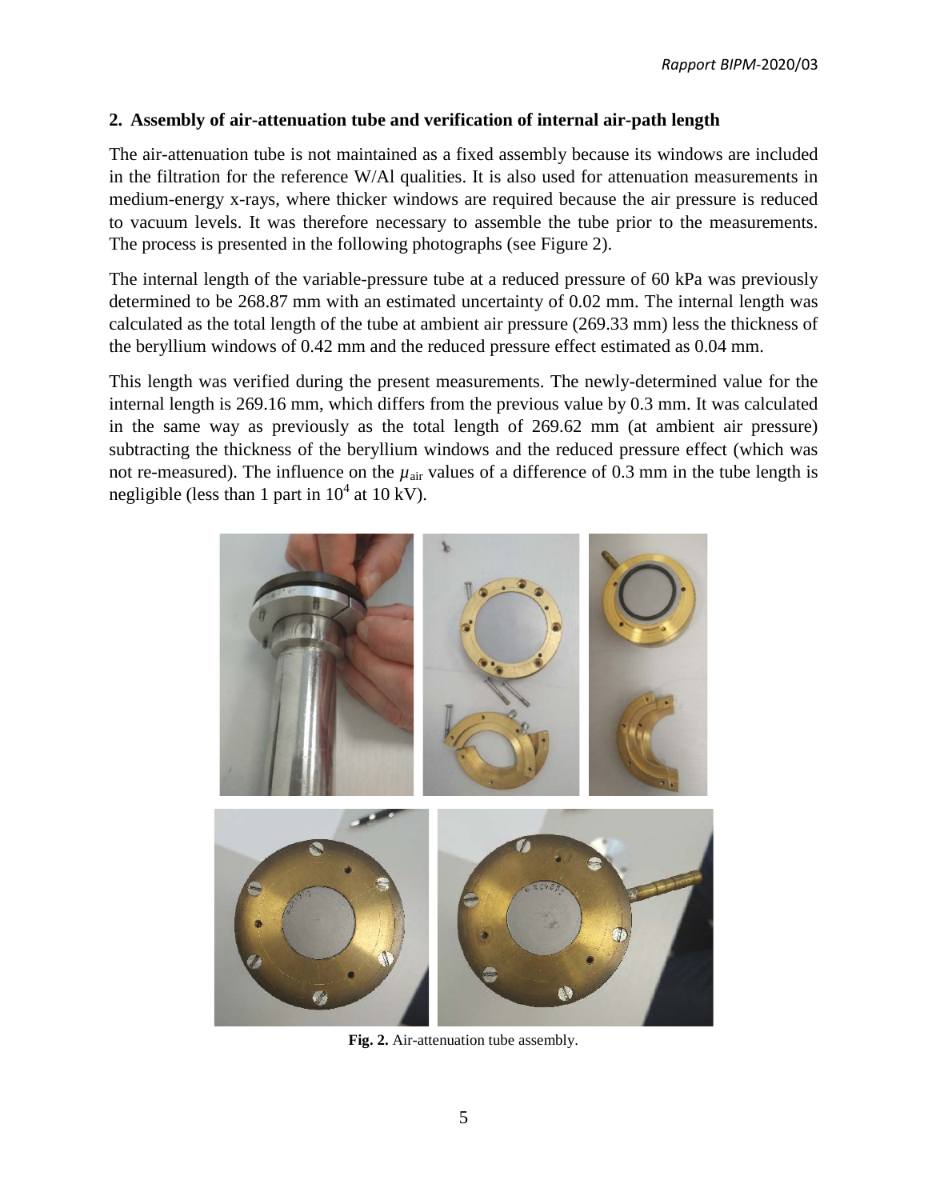## 2. Assembly of air-attenuation tube and verification of internal air-path length

The air-attenuation tube is not maintained as a fixed assembly because its windows are included in the filtration for the reference W/Al qualities. It is also used for attenuation measurements in medium-energy x-rays, where thicker windows are required because the air pressure is reduced to vacuum levels. It was therefore necessary to assemble the tube prior to the measurements. The process is presented in the following photographs (see Figure 2).

The internal length of the variable-pressure tube at a reduced pressure of 60 kPa was previously determined to be 268.87 mm with an estimated uncertainty of 0.02 mm. The internal length was calculated as the total length of the tube at ambient air pressure (269.33 mm) less the thickness of the beryllium windows of 0.42 mm and the reduced pressure effect estimated as 0.04 mm.

This length was verified during the present measurements. The newly-determined value for the internal length is 269.16 mm, which differs from the previous value by 0.3 mm. It was calculated in the same way as previously as the total length of 269.62 mm (at ambient air pressure) subtracting the thickness of the beryllium windows and the reduced pressure effect (which was not re-measured). The influence on the $\mu_{air}$ values of a difference of 0.3 mm in the tube length is negligible (less than 1 part in $10^4$ at 10 kV).

**Fig. 2.** Air-attenuation tube assembly.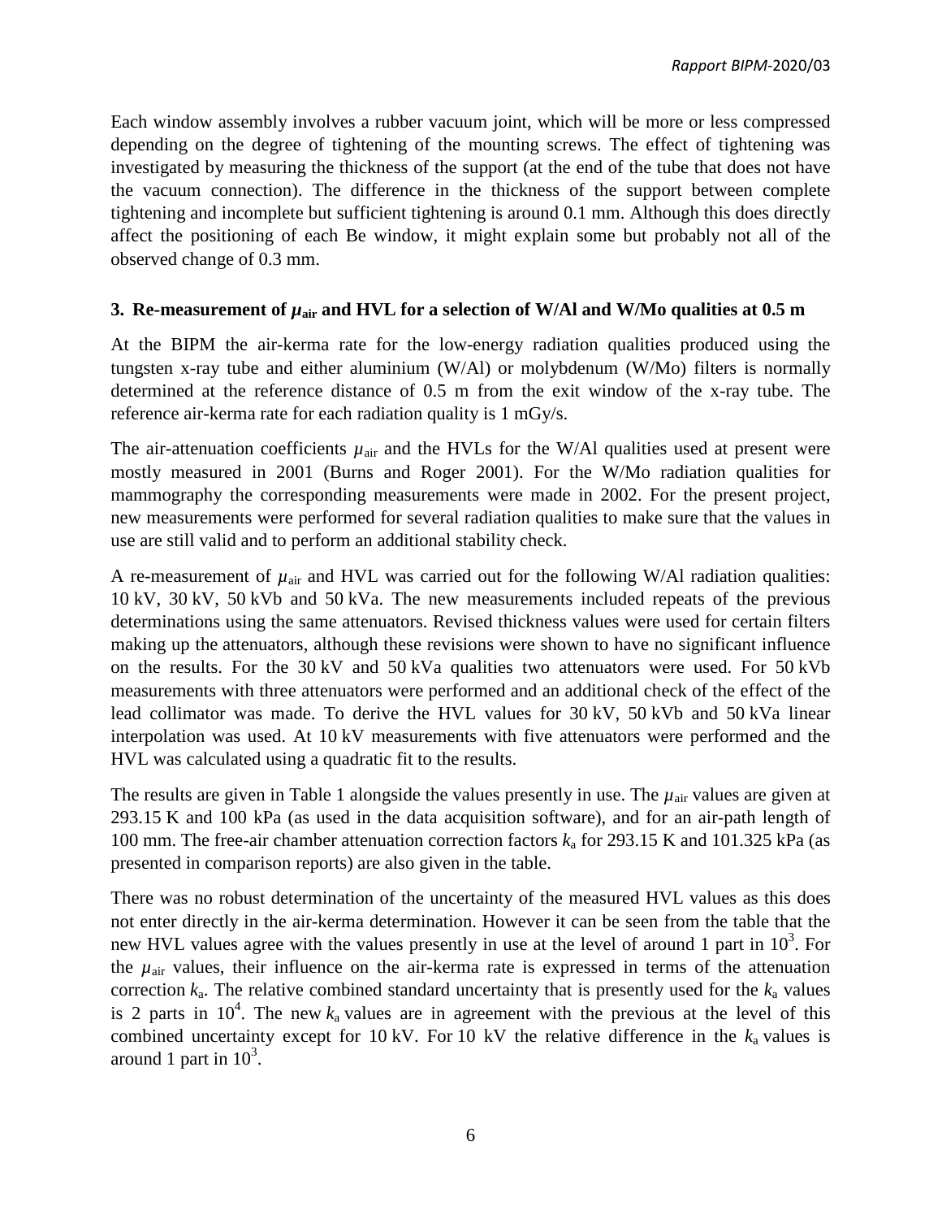Each window assembly involves a rubber vacuum joint, which will be more or less compressed depending on the degree of tightening of the mounting screws. The effect of tightening was investigated by measuring the thickness of the support (at the end of the tube that does not have the vacuum connection). The difference in the thickness of the support between complete tightening and incomplete but sufficient tightening is around 0.1 mm. Although this does directly affect the positioning of each Be window, it might explain some but probably not all of the observed change of 0.3 mm.

### 3. Re-measurement of $\mu_{air}$ and HVL for a selection of W/Al and W/Mo qualities at 0.5 m

At the BIPM the air-kerma rate for the low-energy radiation qualities produced using the tungsten x-ray tube and either aluminium (W/Al) or molybdenum (W/Mo) filters is normally determined at the reference distance of 0.5 m from the exit window of the x-ray tube. The reference air-kerma rate for each radiation quality is 1 mGy/s.

The air-attenuation coefficients $\mu_{air}$ and the HVLs for the W/Al qualities used at present were mostly measured in 2001 (Burns and Roger 2001). For the W/Mo radiation qualities for mammography the corresponding measurements were made in 2002. For the present project, new measurements were performed for several radiation qualities to make sure that the values in use are still valid and to perform an additional stability check.

A re-measurement of $\mu_{air}$ and HVL was carried out for the following W/Al radiation qualities: 10 kV, 30 kV, 50 kVb and 50 kVa. The new measurements included repeats of the previous determinations using the same attenuators. Revised thickness values were used for certain filters making up the attenuators, although these revisions were shown to have no significant influence on the results. For the 30 kV and 50 kVa qualities two attenuators were used. For 50 kVb measurements with three attenuators were performed and an additional check of the effect of the lead collimator was made. To derive the HVL values for 30 kV, 50 kVb and 50 kVa linear interpolation was used. At 10 kV measurements with five attenuators were performed and the HVL was calculated using a quadratic fit to the results.

The results are given in Table 1 alongside the values presently in use. The $\mu_{air}$ values are given at 293.15 K and 100 kPa (as used in the data acquisition software), and for an air-path length of 100 mm. The free-air chamber attenuation correction factors $k_a$ for 293.15 K and 101.325 kPa (as presented in comparison reports) are also given in the table.

There was no robust determination of the uncertainty of the measured HVL values as this does not enter directly in the air-kerma determination. However it can be seen from the table that the new HVL values agree with the values presently in use at the level of around 1 part in $10^3$. For the $\mu_{air}$ values, their influence on the air-kerma rate is expressed in terms of the attenuation correction $k_a$. The relative combined standard uncertainty that is presently used for the $k_a$ values is 2 parts in $10^4$. The new $k_a$ values are in agreement with the previous at the level of this combined uncertainty except for 10 kV. For 10 kV the relative difference in the $k_a$ values is around 1 part in $10^3$.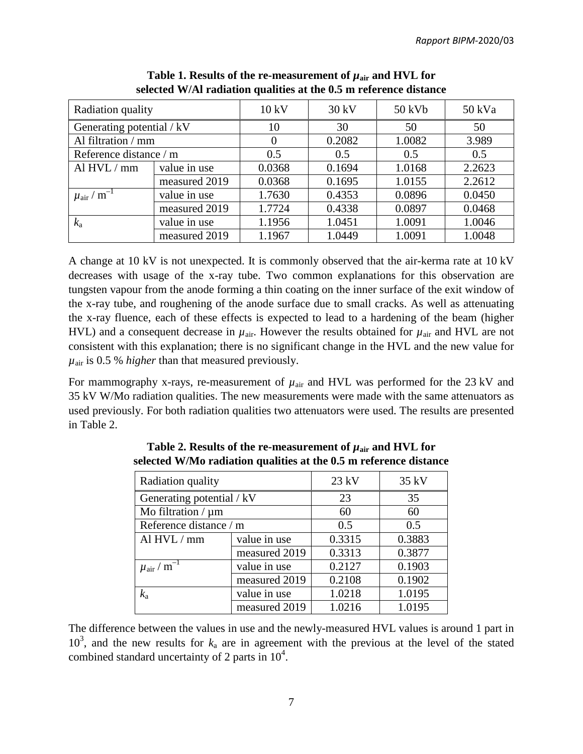**Table 1. Results of the re-measurement of $\mu_{air}$ and HVL for selected W/Al radiation qualities at the 0.5 m reference distance**

| Radiation quality | | 10 kV | 30 kV | 50 kVb | 50 kVa |
|---|---|---|---|---|---|
| Generating potential / kV | | 10 | 30 | 50 | 50 |
| Al filtration / mm | | 0 | 0.2082 | 1.0082 | 3.989 |
| Reference distance / m | | 0.5 | 0.5 | 0.5 | 0.5 |
| Al HVL / mm | value in use | 0.0368 | 0.1694 | 1.0168 | 2.2623 |
| | measured 2019 | 0.0368 | 0.1695 | 1.0155 | 2.2612 |
| $\mu_{air}$ / m$^{-1}$ | value in use | 1.7630 | 0.4353 | 0.0896 | 0.0450 |
| | measured 2019 | 1.7724 | 0.4338 | 0.0897 | 0.0468 |
| $k_a$ | value in use | 1.1956 | 1.0451 | 1.0091 | 1.0046 |
| | measured 2019 | 1.1967 | 1.0449 | 1.0091 | 1.0048 |

A change at 10 kV is not unexpected. It is commonly observed that the air-kerma rate at 10 kV decreases with usage of the x-ray tube. Two common explanations for this observation are tungsten vapour from the anode forming a thin coating on the inner surface of the exit window of the x-ray tube, and roughening of the anode surface due to small cracks. As well as attenuating the x-ray fluence, each of these effects is expected to lead to a hardening of the beam (higher HVL) and a consequent decrease in $\mu_{air}$. However the results obtained for $\mu_{air}$ and HVL are not consistent with this explanation; there is no significant change in the HVL and the new value for $\mu_{air}$ is 0.5 % *higher* than that measured previously.

For mammography x-rays, re-measurement of $\mu_{air}$ and HVL was performed for the 23 kV and 35 kV W/Mo radiation qualities. The new measurements were made with the same attenuators as used previously. For both radiation qualities two attenuators were used. The results are presented in Table 2.

**Table 2. Results of the re-measurement of $\mu_{air}$ and HVL for selected W/Mo radiation qualities at the 0.5 m reference distance**

| Radiation quality | | 23 kV | 35 kV |
|---|---|---|---|
| Generating potential / kV | | 23 | 35 |
| Mo filtration / µm | | 60 | 60 |
| Reference distance / m | | 0.5 | 0.5 |
| Al HVL / mm | value in use | 0.3315 | 0.3883 |
| | measured 2019 | 0.3313 | 0.3877 |
| $\mu_{air}$ / m$^{-1}$ | value in use | 0.2127 | 0.1903 |
| | measured 2019 | 0.2108 | 0.1902 |
| $k_a$ | value in use | 1.0218 | 1.0195 |
| | measured 2019 | 1.0216 | 1.0195 |

The difference between the values in use and the newly-measured HVL values is around 1 part in $10^3$, and the new results for $k_a$ are in agreement with the previous at the level of the stated combined standard uncertainty of 2 parts in $10^4$.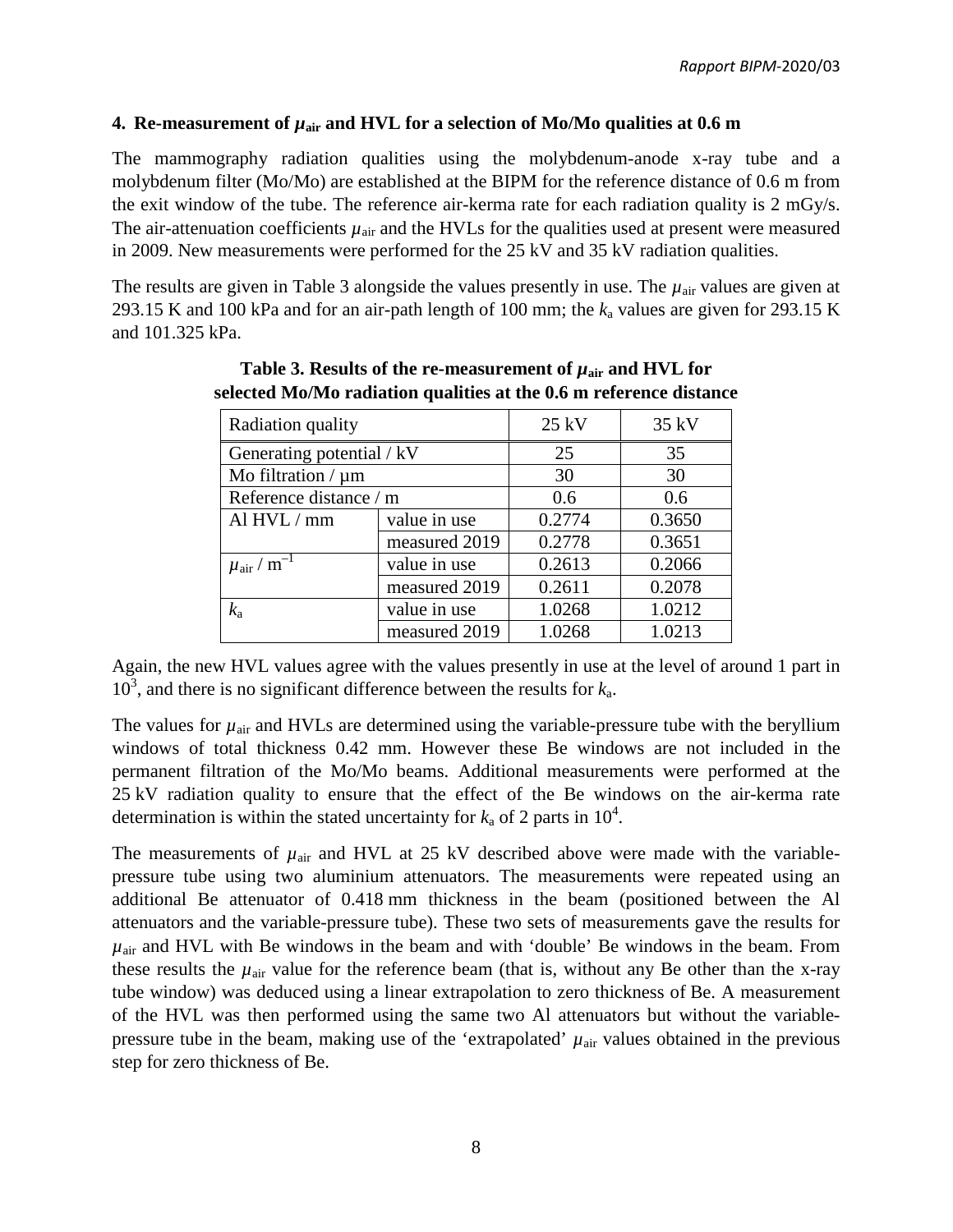## 4. Re-measurement of $\mu_{air}$ and HVL for a selection of Mo/Mo qualities at 0.6 m

The mammography radiation qualities using the molybdenum-anode x-ray tube and a molybdenum filter (Mo/Mo) are established at the BIPM for the reference distance of 0.6 m from the exit window of the tube. The reference air-kerma rate for each radiation quality is 2 mGy/s. The air-attenuation coefficients $\mu_{air}$ and the HVLs for the qualities used at present were measured in 2009. New measurements were performed for the 25 kV and 35 kV radiation qualities.

The results are given in Table 3 alongside the values presently in use. The $\mu_{air}$ values are given at 293.15 K and 100 kPa and for an air-path length of 100 mm; the $k_a$ values are given for 293.15 K and 101.325 kPa.

**Table 3. Results of the re-measurement of $\mu_{air}$ and HVL for selected Mo/Mo radiation qualities at the 0.6 m reference distance**

| Radiation quality | | 25 kV | 35 kV |
|---|---|---|---|
| Generating potential / kV | | 25 | 35 |
| Mo filtration / μm | | 30 | 30 |
| Reference distance / m | | 0.6 | 0.6 |
| Al HVL / mm | value in use | 0.2774 | 0.3650 |
| | measured 2019 | 0.2778 | 0.3651 |
| $\mu_{air}$ / $m^{-1}$ | value in use | 0.2613 | 0.2066 |
| | measured 2019 | 0.2611 | 0.2078 |
| $k_a$ | value in use | 1.0268 | 1.0212 |
| | measured 2019 | 1.0268 | 1.0213 |

Again, the new HVL values agree with the values presently in use at the level of around 1 part in $10^3$, and there is no significant difference between the results for $k_a$.

The values for $\mu_{air}$ and HVLs are determined using the variable-pressure tube with the beryllium windows of total thickness 0.42 mm. However these Be windows are not included in the permanent filtration of the Mo/Mo beams. Additional measurements were performed at the 25 kV radiation quality to ensure that the effect of the Be windows on the air-kerma rate determination is within the stated uncertainty for $k_a$ of 2 parts in $10^4$.

The measurements of $\mu_{air}$ and HVL at 25 kV described above were made with the variable-pressure tube using two aluminium attenuators. The measurements were repeated using an additional Be attenuator of 0.418 mm thickness in the beam (positioned between the Al attenuators and the variable-pressure tube). These two sets of measurements gave the results for $\mu_{air}$ and HVL with Be windows in the beam and with 'double' Be windows in the beam. From these results the $\mu_{air}$ value for the reference beam (that is, without any Be other than the x-ray tube window) was deduced using a linear extrapolation to zero thickness of Be. A measurement of the HVL was then performed using the same two Al attenuators but without the variable-pressure tube in the beam, making use of the 'extrapolated' $\mu_{air}$ values obtained in the previous step for zero thickness of Be.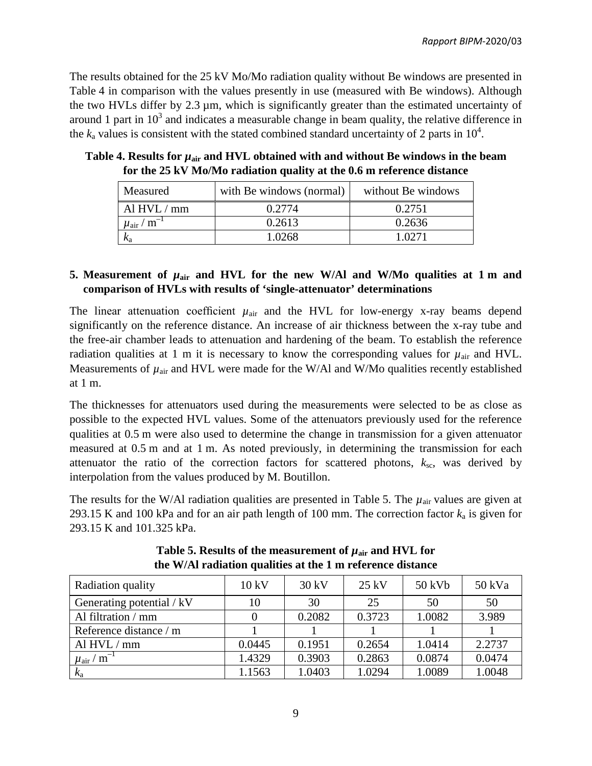The results obtained for the 25 kV Mo/Mo radiation quality without Be windows are presented in Table 4 in comparison with the values presently in use (measured with Be windows). Although the two HVLs differ by 2.3 µm, which is significantly greater than the estimated uncertainty of around 1 part in $10^3$ and indicates a measurable change in beam quality, the relative difference in the $k_a$ values is consistent with the stated combined standard uncertainty of 2 parts in $10^4$.

**Table 4. Results for $\mu_{air}$ and HVL obtained with and without Be windows in the beam for the 25 kV Mo/Mo radiation quality at the 0.6 m reference distance**

| Measured | with Be windows (normal) | without Be windows |
|---|---|---|
| Al HVL / mm | 0.2774 | 0.2751 |
| $\mu_{air}$ / $m^{-1}$ | 0.2613 | 0.2636 |
| $k_a$ | 1.0268 | 1.0271 |

## 5. Measurement of $\mu_{air}$ and HVL for the new W/Al and W/Mo qualities at 1 m and comparison of HVLs with results of 'single-attenuator' determinations

The linear attenuation coefficient $\mu_{air}$ and the HVL for low-energy x-ray beams depend significantly on the reference distance. An increase of air thickness between the x-ray tube and the free-air chamber leads to attenuation and hardening of the beam. To establish the reference radiation qualities at 1 m it is necessary to know the corresponding values for $\mu_{air}$ and HVL. Measurements of $\mu_{air}$ and HVL were made for the W/Al and W/Mo qualities recently established at 1 m.

The thicknesses for attenuators used during the measurements were selected to be as close as possible to the expected HVL values. Some of the attenuators previously used for the reference qualities at 0.5 m were also used to determine the change in transmission for a given attenuator measured at 0.5 m and at 1 m. As noted previously, in determining the transmission for each attenuator the ratio of the correction factors for scattered photons, $k_{sc}$, was derived by interpolation from the values produced by M. Boutillon.

The results for the W/Al radiation qualities are presented in Table 5. The $\mu_{air}$ values are given at 293.15 K and 100 kPa and for an air path length of 100 mm. The correction factor $k_a$ is given for 293.15 K and 101.325 kPa.

**Table 5. Results of the measurement of $\mu_{air}$ and HVL for the W/Al radiation qualities at the 1 m reference distance**

| Radiation quality | 10 kV | 30 kV | 25 kV | 50 kVb | 50 kVa |
|---|---|---|---|---|---|
| Generating potential / kV | 10 | 30 | 25 | 50 | 50 |
| Al filtration / mm | 0 | 0.2082 | 0.3723 | 1.0082 | 3.989 |
| Reference distance / m | 1 | 1 | 1 | 1 | 1 |
| Al HVL / mm | 0.0445 | 0.1951 | 0.2654 | 1.0414 | 2.2737 |
| $\mu_{air}$ / $m^{-1}$ | 1.4329 | 0.3903 | 0.2863 | 0.0874 | 0.0474 |
| $k_a$ | 1.1563 | 1.0403 | 1.0294 | 1.0089 | 1.0048 |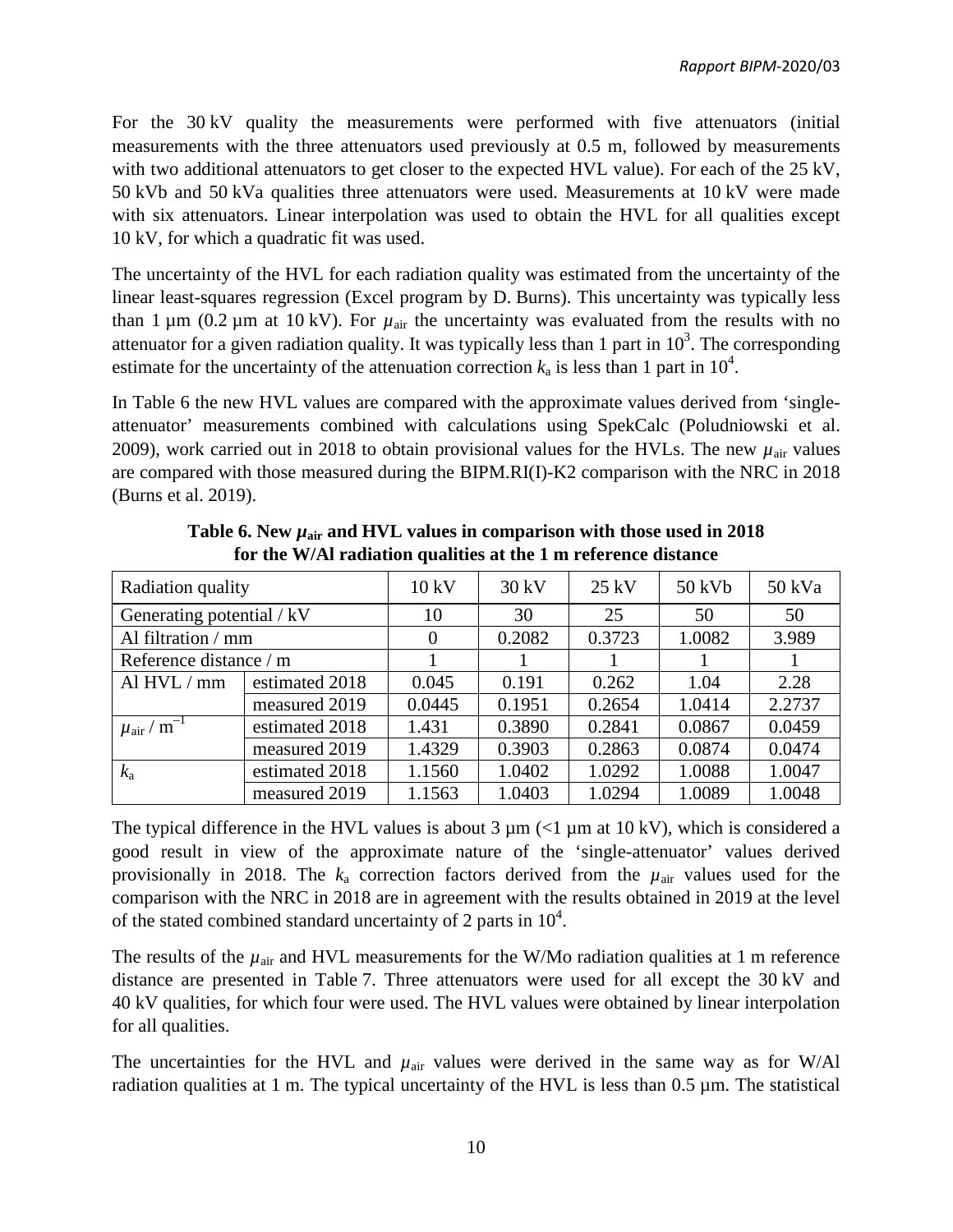For the 30 kV quality the measurements were performed with five attenuators (initial measurements with the three attenuators used previously at 0.5 m, followed by measurements with two additional attenuators to get closer to the expected HVL value). For each of the 25 kV, 50 kVb and 50 kVa qualities three attenuators were used. Measurements at 10 kV were made with six attenuators. Linear interpolation was used to obtain the HVL for all qualities except 10 kV, for which a quadratic fit was used.

The uncertainty of the HVL for each radiation quality was estimated from the uncertainty of the linear least-squares regression (Excel program by D. Burns). This uncertainty was typically less than 1 µm (0.2 µm at 10 kV). For $\mu_{air}$ the uncertainty was evaluated from the results with no attenuator for a given radiation quality. It was typically less than 1 part in $10^3$. The corresponding estimate for the uncertainty of the attenuation correction $k_a$ is less than 1 part in $10^4$.

In Table 6 the new HVL values are compared with the approximate values derived from 'single-attenuator' measurements combined with calculations using SpekCalc (Poludniowski et al. 2009), work carried out in 2018 to obtain provisional values for the HVLs. The new $\mu_{air}$ values are compared with those measured during the BIPM.RI(I)-K2 comparison with the NRC in 2018 (Burns et al. 2019).

**Table 6. New $\mu_{air}$ and HVL values in comparison with those used in 2018 for the W/Al radiation qualities at the 1 m reference distance**

| Radiation quality | | 10 kV | 30 kV | 25 kV | 50 kVb | 50 kVa |
|---|---|---|---|---|---|---|
| Generating potential / kV | | 10 | 30 | 25 | 50 | 50 |
| Al filtration / mm | | 0 | 0.2082 | 0.3723 | 1.0082 | 3.989 |
| Reference distance / m | | 1 | 1 | 1 | 1 | 1 |
| Al HVL / mm | estimated 2018 | 0.045 | 0.191 | 0.262 | 1.04 | 2.28 |
| | measured 2019 | 0.0445 | 0.1951 | 0.2654 | 1.0414 | 2.2737 |
| $\mu_{air}$ / m$^{-1}$ | estimated 2018 | 1.431 | 0.3890 | 0.2841 | 0.0867 | 0.0459 |
| | measured 2019 | 1.4329 | 0.3903 | 0.2863 | 0.0874 | 0.0474 |
| $k_a$ | estimated 2018 | 1.1560 | 1.0402 | 1.0292 | 1.0088 | 1.0047 |
| | measured 2019 | 1.1563 | 1.0403 | 1.0294 | 1.0089 | 1.0048 |

The typical difference in the HVL values is about 3 µm (<1 µm at 10 kV), which is considered a good result in view of the approximate nature of the 'single-attenuator' values derived provisionally in 2018. The $k_a$ correction factors derived from the $\mu_{air}$ values used for the comparison with the NRC in 2018 are in agreement with the results obtained in 2019 at the level of the stated combined standard uncertainty of 2 parts in $10^4$.

The results of the $\mu_{air}$ and HVL measurements for the W/Mo radiation qualities at 1 m reference distance are presented in Table 7. Three attenuators were used for all except the 30 kV and 40 kV qualities, for which four were used. The HVL values were obtained by linear interpolation for all qualities.

The uncertainties for the HVL and $\mu_{air}$ values were derived in the same way as for W/Al radiation qualities at 1 m. The typical uncertainty of the HVL is less than 0.5 µm. The statistical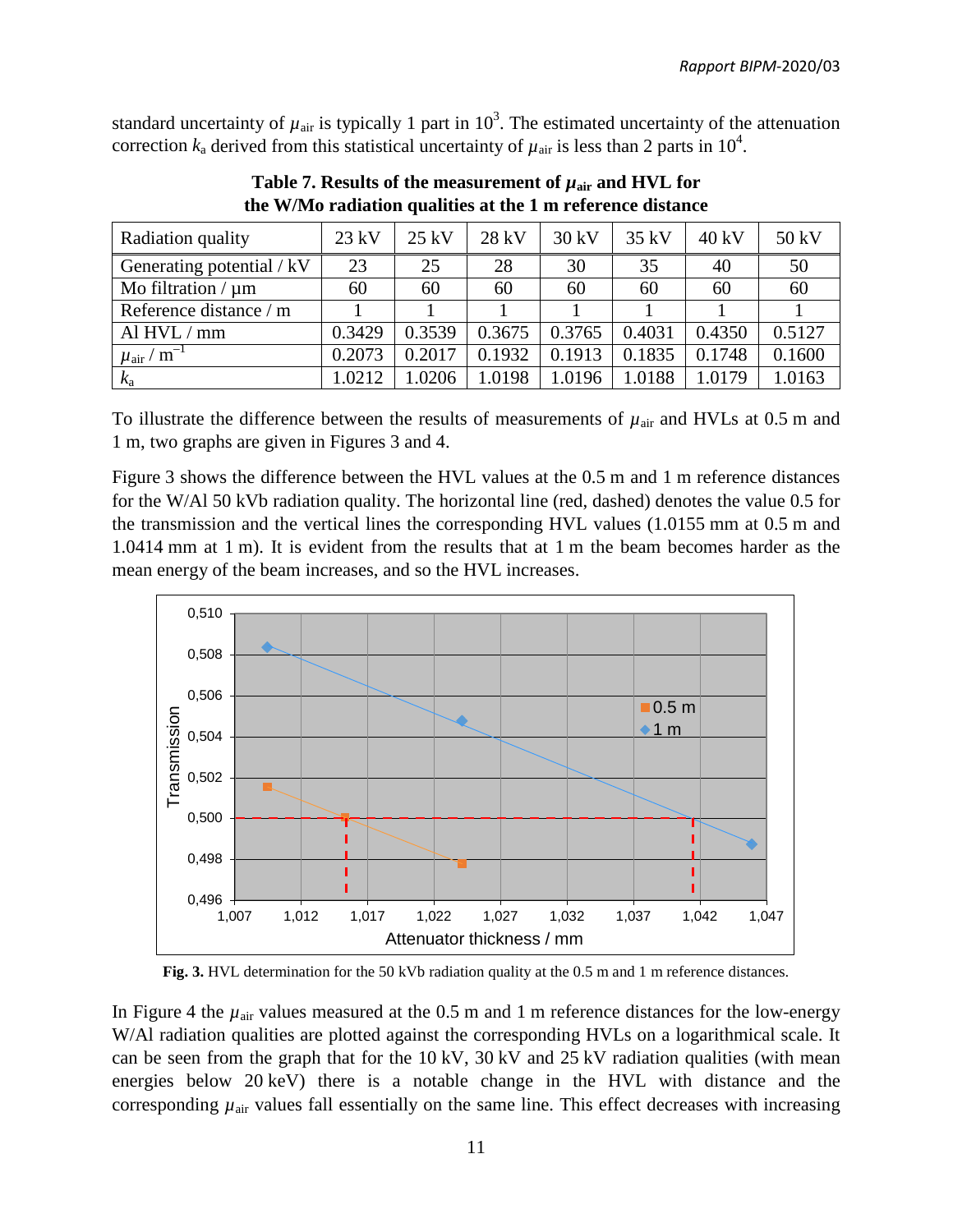standard uncertainty of $\mu_{air}$ is typically 1 part in $10^3$. The estimated uncertainty of the attenuation correction $k_a$ derived from this statistical uncertainty of $\mu_{air}$ is less than 2 parts in $10^4$.

**Table 7. Results of the measurement of $\mu_{air}$ and HVL for the W/Mo radiation qualities at the 1 m reference distance**

| Radiation quality | 23 kV | 25 kV | 28 kV | 30 kV | 35 kV | 40 kV | 50 kV |
|---|---|---|---|---|---|---|---|
| Generating potential / kV | 23 | 25 | 28 | 30 | 35 | 40 | 50 |
| Mo filtration / µm | 60 | 60 | 60 | 60 | 60 | 60 | 60 |
| Reference distance / m | 1 | 1 | 1 | 1 | 1 | 1 | 1 |
| Al HVL / mm | 0.3429 | 0.3539 | 0.3675 | 0.3765 | 0.4031 | 0.4350 | 0.5127 |
| $\mu_{air}$ / $m^{-1}$ | 0.2073 | 0.2017 | 0.1932 | 0.1913 | 0.1835 | 0.1748 | 0.1600 |
| $k_a$ | 1.0212 | 1.0206 | 1.0198 | 1.0196 | 1.0188 | 1.0179 | 1.0163 |

To illustrate the difference between the results of measurements of $\mu_{air}$ and HVLs at 0.5 m and 1 m, two graphs are given in Figures 3 and 4.

Figure 3 shows the difference between the HVL values at the 0.5 m and 1 m reference distances for the W/Al 50 kVb radiation quality. The horizontal line (red, dashed) denotes the value 0.5 for the transmission and the vertical lines the corresponding HVL values (1.0155 mm at 0.5 m and 1.0414 mm at 1 m). It is evident from the results that at 1 m the beam becomes harder as the mean energy of the beam increases, and so the HVL increases.

**Fig. 3.** HVL determination for the 50 kVb radiation quality at the 0.5 m and 1 m reference distances.

In Figure 4 the $\mu_{air}$ values measured at the 0.5 m and 1 m reference distances for the low-energy W/Al radiation qualities are plotted against the corresponding HVLs on a logarithmical scale. It can be seen from the graph that for the 10 kV, 30 kV and 25 kV radiation qualities (with mean energies below 20 keV) there is a notable change in the HVL with distance and the corresponding $\mu_{air}$ values fall essentially on the same line. This effect decreases with increasing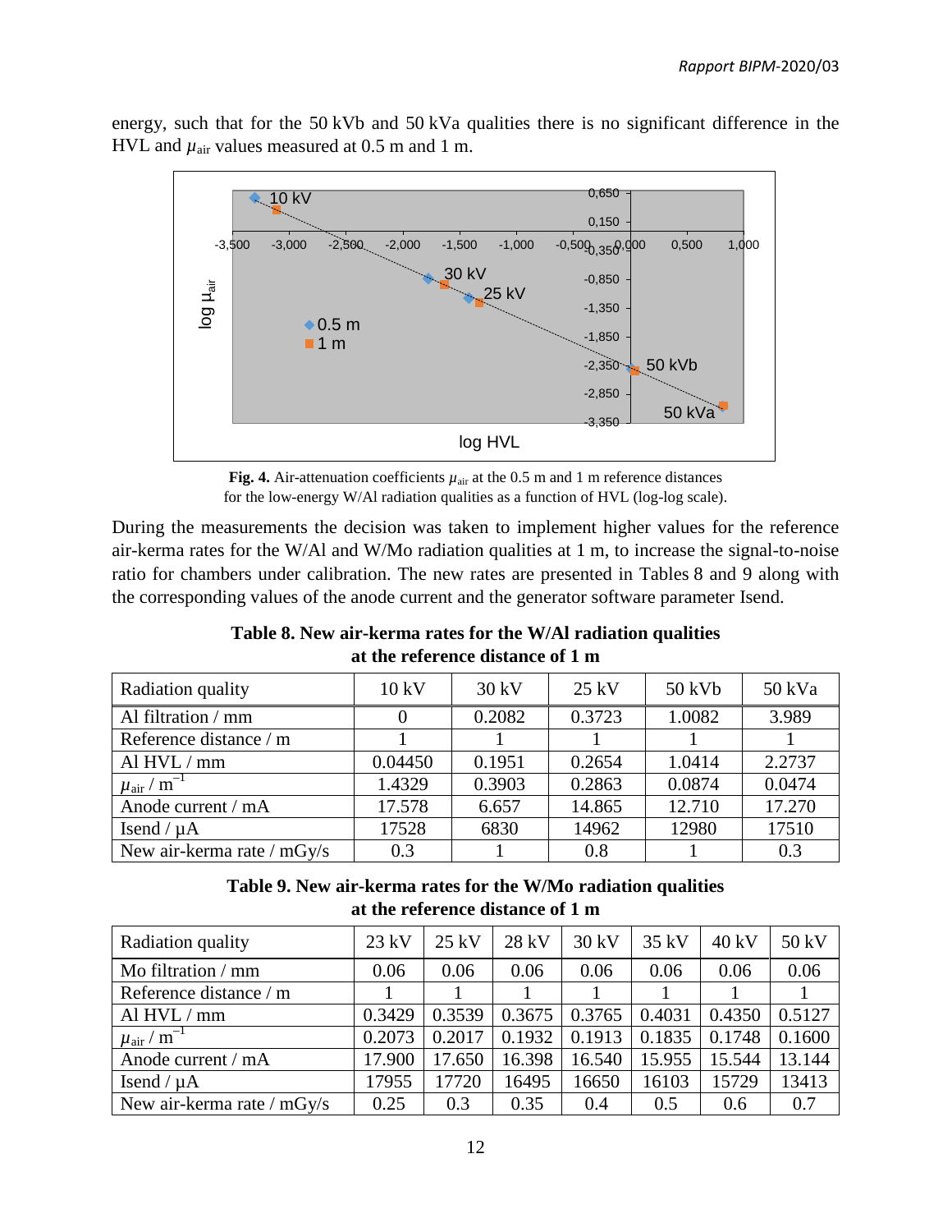energy, such that for the 50 kVb and 50 kVa qualities there is no significant difference in the HVL and $\mu_{air}$ values measured at 0.5 m and 1 m.

**Fig. 4.** Air-attenuation coefficients $\mu_{air}$ at the 0.5 m and 1 m reference distances for the low-energy W/Al radiation qualities as a function of HVL (log-log scale).

During the measurements the decision was taken to implement higher values for the reference air-kerma rates for the W/Al and W/Mo radiation qualities at 1 m, to increase the signal-to-noise ratio for chambers under calibration. The new rates are presented in Tables 8 and 9 along with the corresponding values of the anode current and the generator software parameter Isend.

**Table 8. New air-kerma rates for the W/Al radiation qualities at the reference distance of 1 m**

| Radiation quality | 10 kV | 30 kV | 25 kV | 50 kVb | 50 kVa |
|---|---|---|---|---|---|
| Al filtration / mm | 0 | 0.2082 | 0.3723 | 1.0082 | 3.989 |
| Reference distance / m | 1 | 1 | 1 | 1 | 1 |
| Al HVL / mm | 0.04450 | 0.1951 | 0.2654 | 1.0414 | 2.2737 |
| $\mu_{air}$ / m$^{-1}$ | 1.4329 | 0.3903 | 0.2863 | 0.0874 | 0.0474 |
| Anode current / mA | 17.578 | 6.657 | 14.865 | 12.710 | 17.270 |
| Isend / µA | 17528 | 6830 | 14962 | 12980 | 17510 |
| New air-kerma rate / mGy/s | 0.3 | 1 | 0.8 | 1 | 0.3 |

**Table 9. New air-kerma rates for the W/Mo radiation qualities at the reference distance of 1 m**

| Radiation quality | 23 kV | 25 kV | 28 kV | 30 kV | 35 kV | 40 kV | 50 kV |
|---|---|---|---|---|---|---|---|
| Mo filtration / mm | 0.06 | 0.06 | 0.06 | 0.06 | 0.06 | 0.06 | 0.06 |
| Reference distance / m | 1 | 1 | 1 | 1 | 1 | 1 | 1 |
| Al HVL / mm | 0.3429 | 0.3539 | 0.3675 | 0.3765 | 0.4031 | 0.4350 | 0.5127 |
| $\mu_{air}$ / m$^{-1}$ | 0.2073 | 0.2017 | 0.1932 | 0.1913 | 0.1835 | 0.1748 | 0.1600 |
| Anode current / mA | 17.900 | 17.650 | 16.398 | 16.540 | 15.955 | 15.544 | 13.144 |
| Isend / µA | 17955 | 17720 | 16495 | 16650 | 16103 | 15729 | 13413 |
| New air-kerma rate / mGy/s | 0.25 | 0.3 | 0.35 | 0.4 | 0.5 | 0.6 | 0.7 |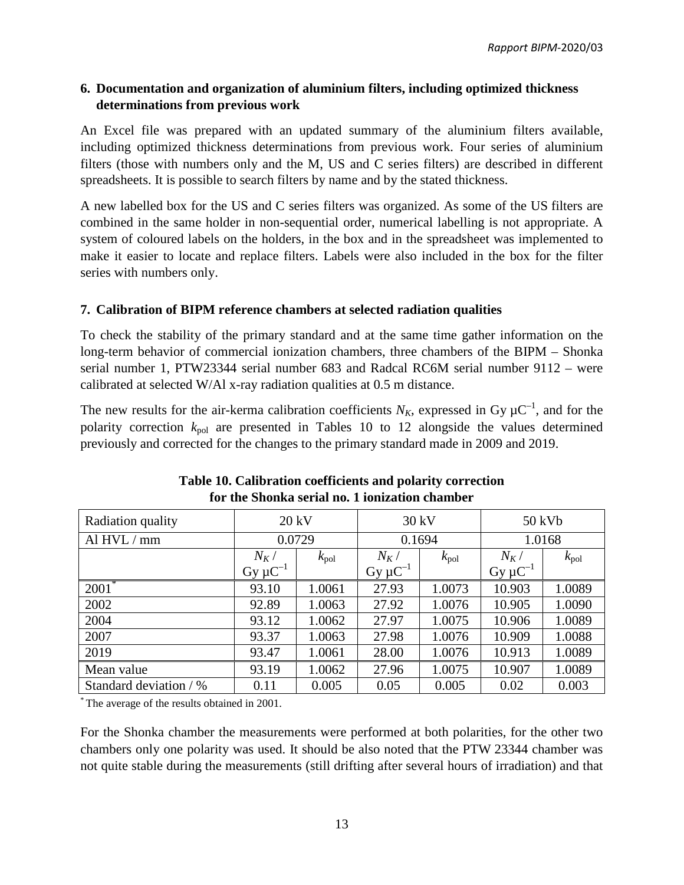## 6. Documentation and organization of aluminium filters, including optimized thickness determinations from previous work

An Excel file was prepared with an updated summary of the aluminium filters available, including optimized thickness determinations from previous work. Four series of aluminium filters (those with numbers only and the M, US and C series filters) are described in different spreadsheets. It is possible to search filters by name and by the stated thickness.

A new labelled box for the US and C series filters was organized. As some of the US filters are combined in the same holder in non-sequential order, numerical labelling is not appropriate. A system of coloured labels on the holders, in the box and in the spreadsheet was implemented to make it easier to locate and replace filters. Labels were also included in the box for the filter series with numbers only.

## 7. Calibration of BIPM reference chambers at selected radiation qualities

To check the stability of the primary standard and at the same time gather information on the long-term behavior of commercial ionization chambers, three chambers of the BIPM – Shonka serial number 1, PTW23344 serial number 683 and Radcal RC6M serial number 9112 – were calibrated at selected W/Al x-ray radiation qualities at 0.5 m distance.

The new results for the air-kerma calibration coefficients $N_K$, expressed in Gy $\mu$C$^{-1}$, and for the polarity correction $k_{pol}$ are presented in Tables 10 to 12 alongside the values determined previously and corrected for the changes to the primary standard made in 2009 and 2019.

**Table 10. Calibration coefficients and polarity correction for the Shonka serial no. 1 ionization chamber**

| Radiation quality | 20 kV | | 30 kV | | 50 kVb | |
|---|---|---|---|---|---|---|
| Al HVL / mm | 0.0729 | | 0.1694 | | 1.0168 | |
| | $N_K$ / Gy $\mu$C$^{-1}$ | $k_{pol}$ | $N_K$ / Gy $\mu$C$^{-1}$ | $k_{pol}$ | $N_K$ / Gy $\mu$C$^{-1}$ | $k_{pol}$ |
| 2001* | 93.10 | 1.0061 | 27.93 | 1.0073 | 10.903 | 1.0089 |
| 2002 | 92.89 | 1.0063 | 27.92 | 1.0076 | 10.905 | 1.0090 |
| 2004 | 93.12 | 1.0062 | 27.97 | 1.0075 | 10.906 | 1.0089 |
| 2007 | 93.37 | 1.0063 | 27.98 | 1.0076 | 10.909 | 1.0088 |
| 2019 | 93.47 | 1.0061 | 28.00 | 1.0076 | 10.913 | 1.0089 |
| Mean value | 93.19 | 1.0062 | 27.96 | 1.0075 | 10.907 | 1.0089 |
| Standard deviation / % | 0.11 | 0.005 | 0.05 | 0.005 | 0.02 | 0.003 |

* The average of the results obtained in 2001.

For the Shonka chamber the measurements were performed at both polarities, for the other two chambers only one polarity was used. It should be also noted that the PTW 23344 chamber was not quite stable during the measurements (still drifting after several hours of irradiation) and that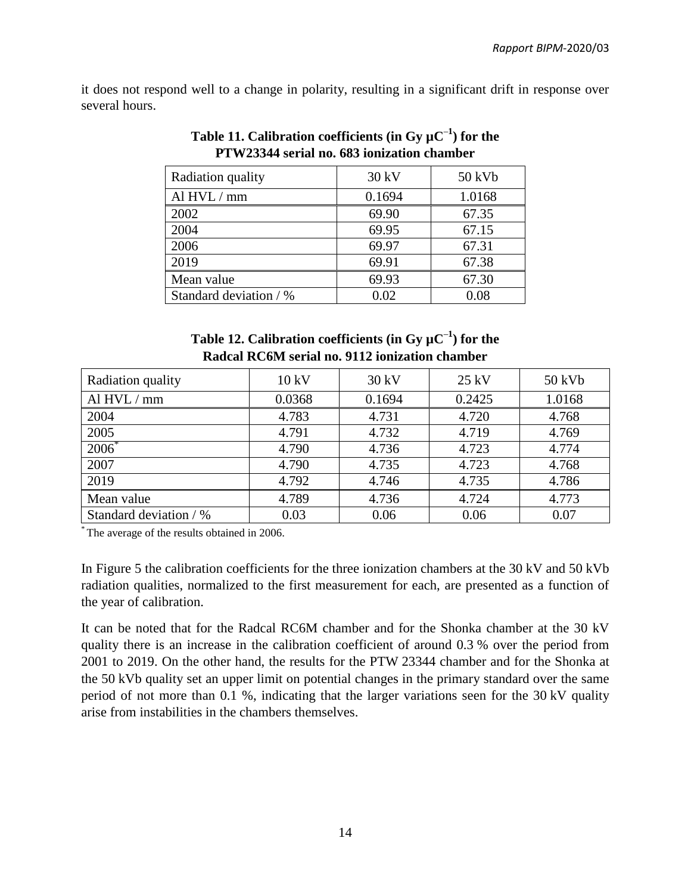it does not respond well to a change in polarity, resulting in a significant drift in response over several hours.

**Table 11. Calibration coefficients (in Gy μC$^{-1}$) for the PTW23344 serial no. 683 ionization chamber**

| Radiation quality | 30 kV | 50 kVb |
|---|---|---|
| Al HVL / mm | 0.1694 | 1.0168 |
| 2002 | 69.90 | 67.35 |
| 2004 | 69.95 | 67.15 |
| 2006 | 69.97 | 67.31 |
| 2019 | 69.91 | 67.38 |
| Mean value | 69.93 | 67.30 |
| Standard deviation / % | 0.02 | 0.08 |

**Table 12. Calibration coefficients (in Gy μC$^{-1}$) for the Radcal RC6M serial no. 9112 ionization chamber**

| Radiation quality | 10 kV | 30 kV | 25 kV | 50 kVb |
|---|---|---|---|---|
| Al HVL / mm | 0.0368 | 0.1694 | 0.2425 | 1.0168 |
| 2004 | 4.783 | 4.731 | 4.720 | 4.768 |
| 2005 | 4.791 | 4.732 | 4.719 | 4.769 |
| 2006* | 4.790 | 4.736 | 4.723 | 4.774 |
| 2007 | 4.790 | 4.735 | 4.723 | 4.768 |
| 2019 | 4.792 | 4.746 | 4.735 | 4.786 |
| Mean value | 4.789 | 4.736 | 4.724 | 4.773 |
| Standard deviation / % | 0.03 | 0.06 | 0.06 | 0.07 |

* The average of the results obtained in 2006.

In Figure 5 the calibration coefficients for the three ionization chambers at the 30 kV and 50 kVb radiation qualities, normalized to the first measurement for each, are presented as a function of the year of calibration.

It can be noted that for the Radcal RC6M chamber and for the Shonka chamber at the 30 kV quality there is an increase in the calibration coefficient of around 0.3 % over the period from 2001 to 2019. On the other hand, the results for the PTW 23344 chamber and for the Shonka at the 50 kVb quality set an upper limit on potential changes in the primary standard over the same period of not more than 0.1 %, indicating that the larger variations seen for the 30 kV quality arise from instabilities in the chambers themselves.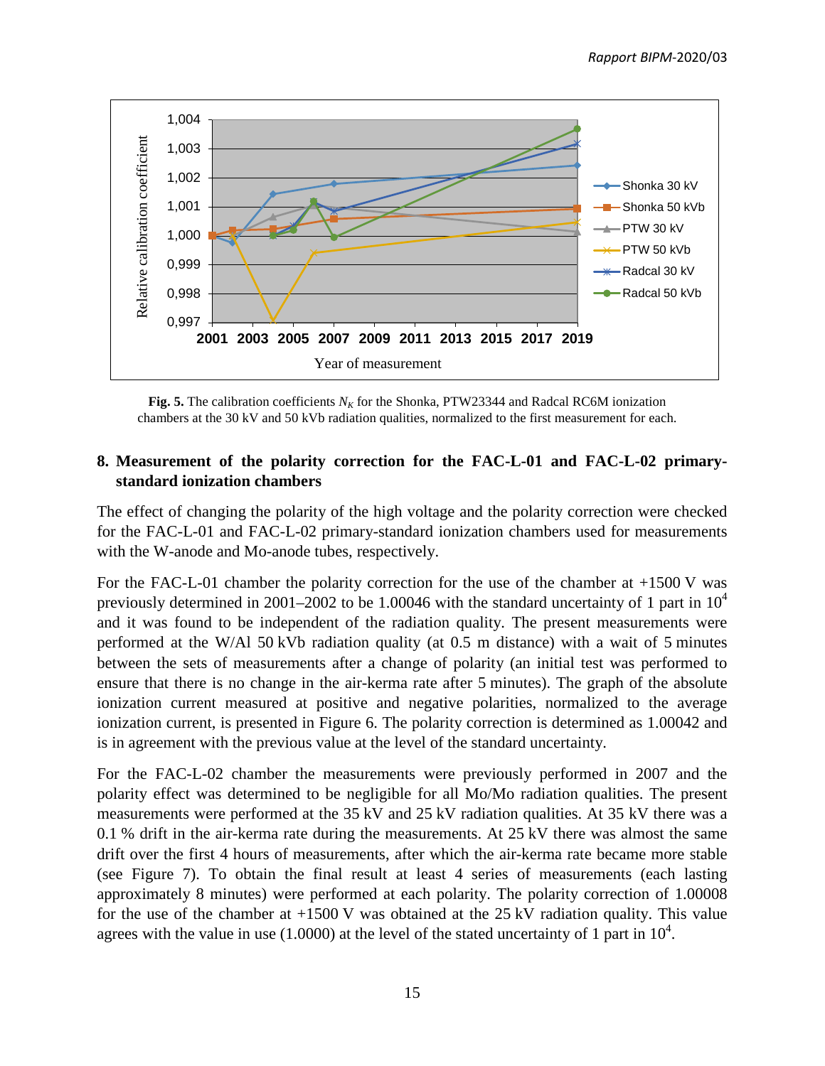**Fig. 5.** The calibration coefficients $N_K$ for the Shonka, PTW23344 and Radcal RC6M ionization chambers at the 30 kV and 50 kVb radiation qualities, normalized to the first measurement for each.

## 8. Measurement of the polarity correction for the FAC-L-01 and FAC-L-02 primary-standard ionization chambers

The effect of changing the polarity of the high voltage and the polarity correction were checked for the FAC-L-01 and FAC-L-02 primary-standard ionization chambers used for measurements with the W-anode and Mo-anode tubes, respectively.

For the FAC-L-01 chamber the polarity correction for the use of the chamber at +1500 V was previously determined in 2001–2002 to be 1.00046 with the standard uncertainty of 1 part in $10^4$ and it was found to be independent of the radiation quality. The present measurements were performed at the W/Al 50 kVb radiation quality (at 0.5 m distance) with a wait of 5 minutes between the sets of measurements after a change of polarity (an initial test was performed to ensure that there is no change in the air-kerma rate after 5 minutes). The graph of the absolute ionization current measured at positive and negative polarities, normalized to the average ionization current, is presented in Figure 6. The polarity correction is determined as 1.00042 and is in agreement with the previous value at the level of the standard uncertainty.

For the FAC-L-02 chamber the measurements were previously performed in 2007 and the polarity effect was determined to be negligible for all Mo/Mo radiation qualities. The present measurements were performed at the 35 kV and 25 kV radiation qualities. At 35 kV there was a 0.1 % drift in the air-kerma rate during the measurements. At 25 kV there was almost the same drift over the first 4 hours of measurements, after which the air-kerma rate became more stable (see Figure 7). To obtain the final result at least 4 series of measurements (each lasting approximately 8 minutes) were performed at each polarity. The polarity correction of 1.00008 for the use of the chamber at +1500 V was obtained at the 25 kV radiation quality. This value agrees with the value in use (1.0000) at the level of the stated uncertainty of 1 part in $10^4$.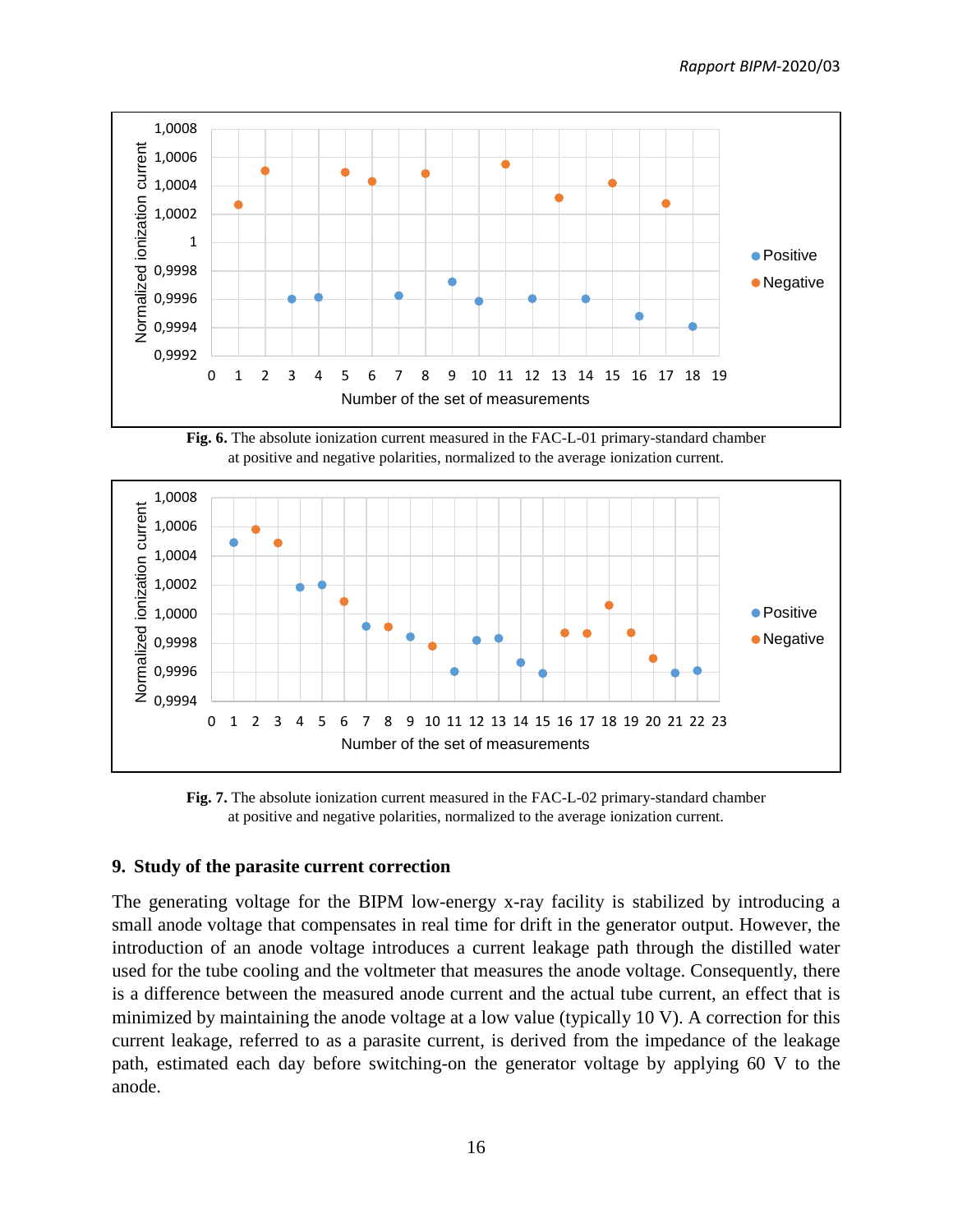**Fig. 6.** The absolute ionization current measured in the FAC-L-01 primary-standard chamber at positive and negative polarities, normalized to the average ionization current.

**Fig. 7.** The absolute ionization current measured in the FAC-L-02 primary-standard chamber at positive and negative polarities, normalized to the average ionization current.

## 9. Study of the parasite current correction

The generating voltage for the BIPM low-energy x-ray facility is stabilized by introducing a small anode voltage that compensates in real time for drift in the generator output. However, the introduction of an anode voltage introduces a current leakage path through the distilled water used for the tube cooling and the voltmeter that measures the anode voltage. Consequently, there is a difference between the measured anode current and the actual tube current, an effect that is minimized by maintaining the anode voltage at a low value (typically 10 V). A correction for this current leakage, referred to as a parasite current, is derived from the impedance of the leakage path, estimated each day before switching-on the generator voltage by applying 60 V to the anode.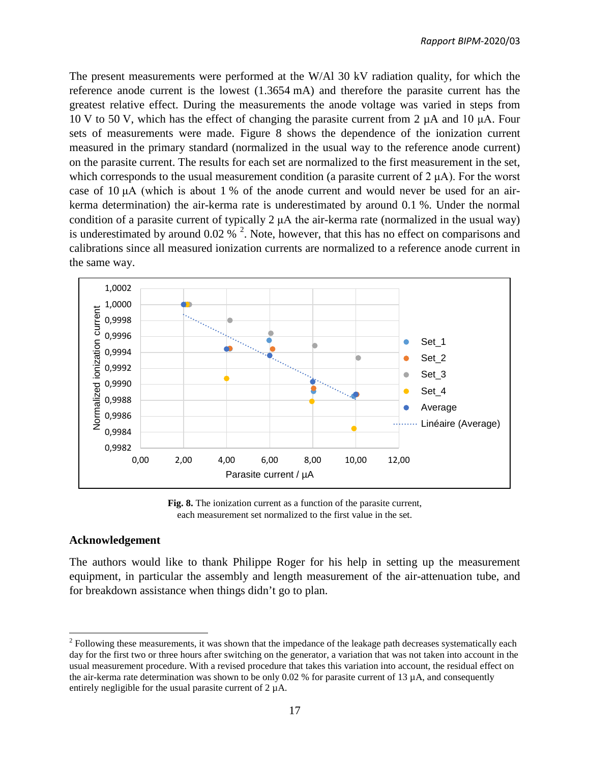The present measurements were performed at the W/Al 30 kV radiation quality, for which the reference anode current is the lowest (1.3654 mA) and therefore the parasite current has the greatest relative effect. During the measurements the anode voltage was varied in steps from 10 V to 50 V, which has the effect of changing the parasite current from 2 µA and 10 µA. Four sets of measurements were made. Figure 8 shows the dependence of the ionization current measured in the primary standard (normalized in the usual way to the reference anode current) on the parasite current. The results for each set are normalized to the first measurement in the set, which corresponds to the usual measurement condition (a parasite current of 2 µA). For the worst case of 10 µA (which is about 1 % of the anode current and would never be used for an air-kerma determination) the air-kerma rate is underestimated by around 0.1 %. Under the normal condition of a parasite current of typically 2 µA the air-kerma rate (normalized in the usual way) is underestimated by around 0.02 % [2]. Note, however, that this has no effect on comparisons and calibrations since all measured ionization currents are normalized to a reference anode current in the same way.

**Fig. 8.** The ionization current as a function of the parasite current, each measurement set normalized to the first value in the set.

### Acknowledgement

The authors would like to thank Philippe Roger for his help in setting up the measurement equipment, in particular the assembly and length measurement of the air-attenuation tube, and for breakdown assistance when things didn't go to plan.

---

[2] Following these measurements, it was shown that the impedance of the leakage path decreases systematically each day for the first two or three hours after switching on the generator, a variation that was not taken into account in the usual measurement procedure. With a revised procedure that takes this variation into account, the residual effect on the air-kerma rate determination was shown to be only 0.02 % for parasite current of 13 µA, and consequently entirely negligible for the usual parasite current of 2 µA.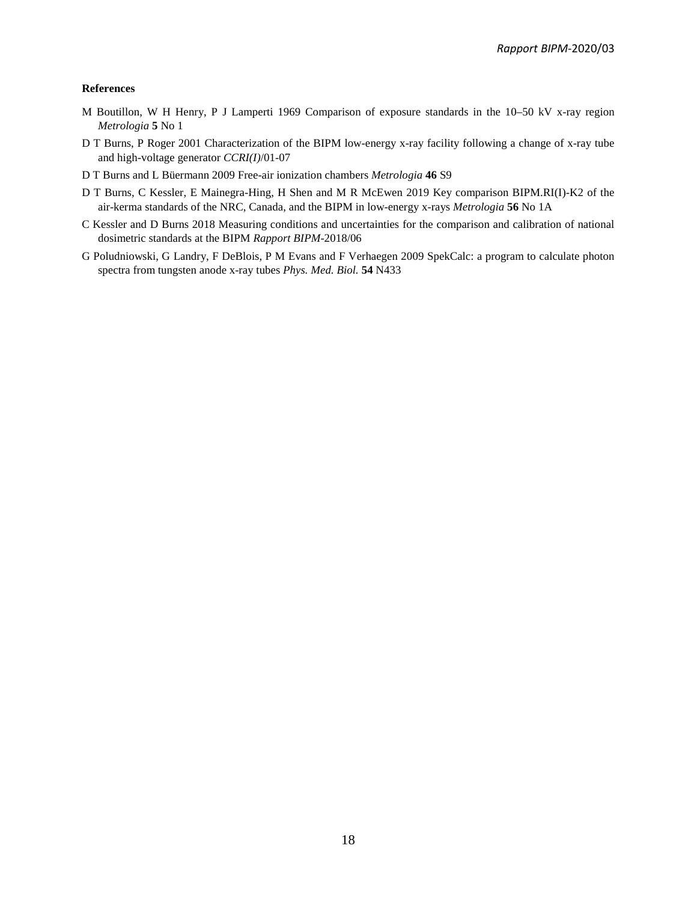**References**

M Boutillon, W H Henry, P J Lamperti 1969 Comparison of exposure standards in the 10–50 kV x-ray region *Metrologia* **5** No 1

D T Burns, P Roger 2001 Characterization of the BIPM low-energy x-ray facility following a change of x-ray tube and high-voltage generator *CCRI(I)*/01-07

D T Burns and L Büermann 2009 Free-air ionization chambers *Metrologia* **46** S9

D T Burns, C Kessler, E Mainegra-Hing, H Shen and M R McEwen 2019 Key comparison BIPM.RI(I)-K2 of the air-kerma standards of the NRC, Canada, and the BIPM in low-energy x-rays *Metrologia* **56** No 1A

C Kessler and D Burns 2018 Measuring conditions and uncertainties for the comparison and calibration of national dosimetric standards at the BIPM *Rapport BIPM*-2018/06

G Poludniowski, G Landry, F DeBlois, P M Evans and F Verhaegen 2009 SpekCalc: a program to calculate photon spectra from tungsten anode x-ray tubes *Phys. Med. Biol.* **54** N433